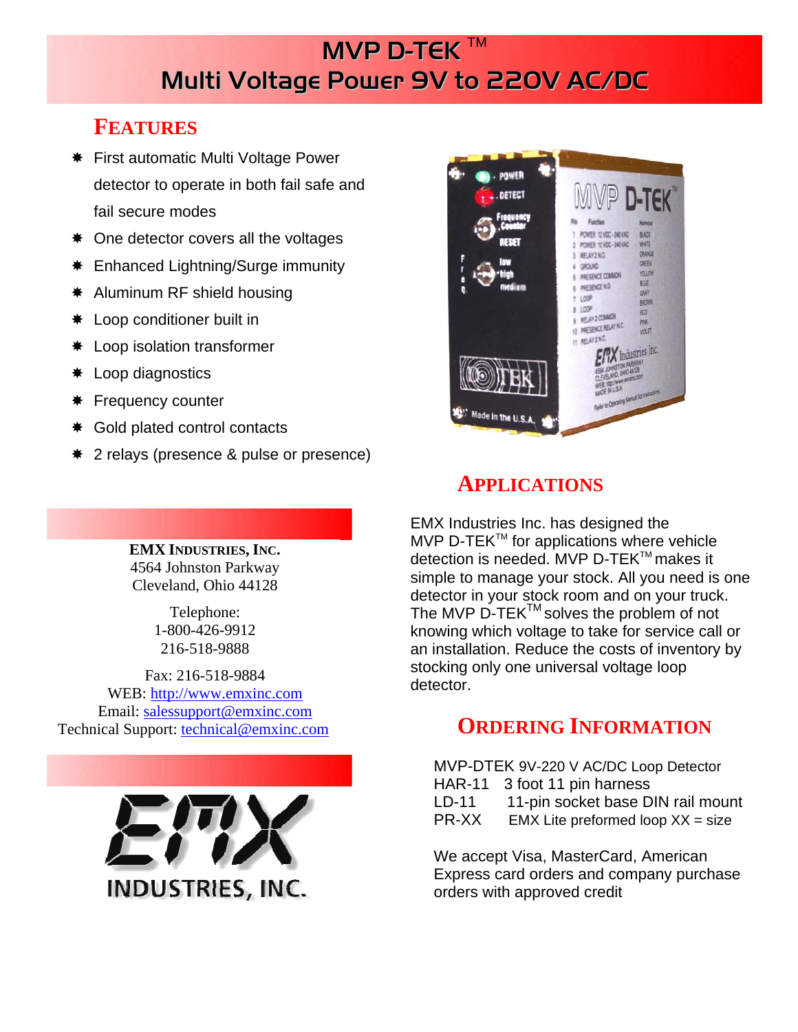# MVP D-TEK ™
# Multi Voltage Power 9V to 220V AC/DC

## FEATURES

- First automatic Multi Voltage Power detector to operate in both fail safe and fail secure modes
- One detector covers all the voltages
- Enhanced Lightning/Surge immunity
- Aluminum RF shield housing
- Loop conditioner built in
- Loop isolation transformer
- Loop diagnostics
- Frequency counter
- Gold plated control contacts
- 2 relays (presence & pulse or presence)

## APPLICATIONS

EMX Industries Inc. has designed the MVP D-TEK™ for applications where vehicle detection is needed. MVP D-TEK™ makes it simple to manage your stock. All you need is one detector in your stock room and on your truck. The MVP D-TEK™ solves the problem of not knowing which voltage to take for service call or an installation. Reduce the costs of inventory by stocking only one universal voltage loop detector.

**EMX INDUSTRIES, INC.**
4564 Johnston Parkway
Cleveland, Ohio 44128

Telephone:
1-800-426-9912
216-518-9888

Fax: 216-518-9884
WEB: http://www.emxinc.com
Email: salessupport@emxinc.com
Technical Support: technical@emxinc.com

## ORDERING INFORMATION

MVP-DTEK 9V-220 V AC/DC Loop Detector
HAR-11 3 foot 11 pin harness
LD-11 11-pin socket base DIN rail mount
PR-XX EMX Lite preformed loop XX = size

We accept Visa, MasterCard, American Express card orders and company purchase orders with approved credit

EMX INDUSTRIES, INC.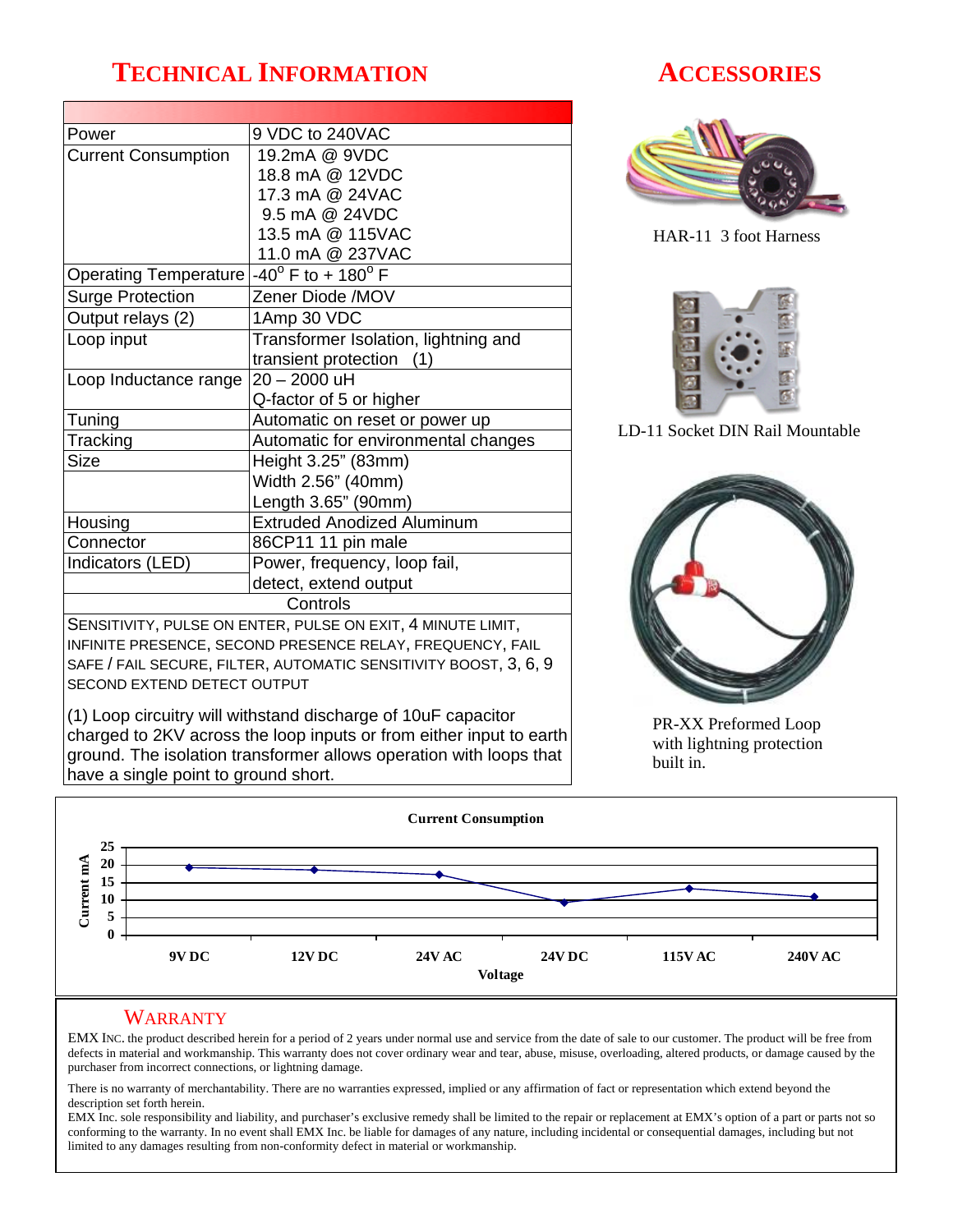## TECHNICAL INFORMATION

| | |
|---|---|
| Power | 9 VDC to 240VAC |
| Current Consumption | 19.2mA @ 9VDC<br>18.8 mA @ 12VDC<br>17.3 mA @ 24VAC<br>9.5 mA @ 24VDC<br>13.5 mA @ 115VAC<br>11.0 mA @ 237VAC |
| Operating Temperature | -40° F to + 180° F |
| Surge Protection | Zener Diode /MOV |
| Output relays (2) | 1Amp 30 VDC |
| Loop input | Transformer Isolation, lightning and transient protection (1) |
| Loop Inductance range | 20 – 2000 uH<br>Q-factor of 5 or higher |
| Tuning | Automatic on reset or power up |
| Tracking | Automatic for environmental changes |
| Size | Height 3.25" (83mm)<br>Width 2.56" (40mm)<br>Length 3.65" (90mm) |
| Housing | Extruded Anodized Aluminum |
| Connector | 86CP11 11 pin male |
| Indicators (LED) | Power, frequency, loop fail, detect, extend output |

**Controls**

SENSITIVITY, PULSE ON ENTER, PULSE ON EXIT, 4 MINUTE LIMIT, INFINITE PRESENCE, SECOND PRESENCE RELAY, FREQUENCY, FAIL SAFE / FAIL SECURE, FILTER, AUTOMATIC SENSITIVITY BOOST, 3, 6, 9 SECOND EXTEND DETECT OUTPUT

(1) Loop circuitry will withstand discharge of 10uF capacitor charged to 2KV across the loop inputs or from either input to earth ground. The isolation transformer allows operation with loops that have a single point to ground short.

## ACCESSORIES

HAR-11 3 foot Harness

LD-11 Socket DIN Rail Mountable

PR-XX Preformed Loop with lightning protection built in.

**Current Consumption**

Current mA

25
20
15
10
5
0

9V DC
12V DC
24V AC
24V DC
115V AC
240V AC

Voltage

## WARRANTY

EMX INC. the product described herein for a period of 2 years under normal use and service from the date of sale to our customer. The product will be free from defects in material and workmanship. This warranty does not cover ordinary wear and tear, abuse, misuse, overloading, altered products, or damage caused by the purchaser from incorrect connections, or lightning damage.

There is no warranty of merchantability. There are no warranties expressed, implied or any affirmation of fact or representation which extend beyond the description set forth herein.

EMX Inc. sole responsibility and liability, and purchaser's exclusive remedy shall be limited to the repair or replacement at EMX's option of a part or parts not so conforming to the warranty. In no event shall EMX Inc. be liable for damages of any nature, including incidental or consequential damages, including but not limited to any damages resulting from non-conformity defect in material or workmanship.